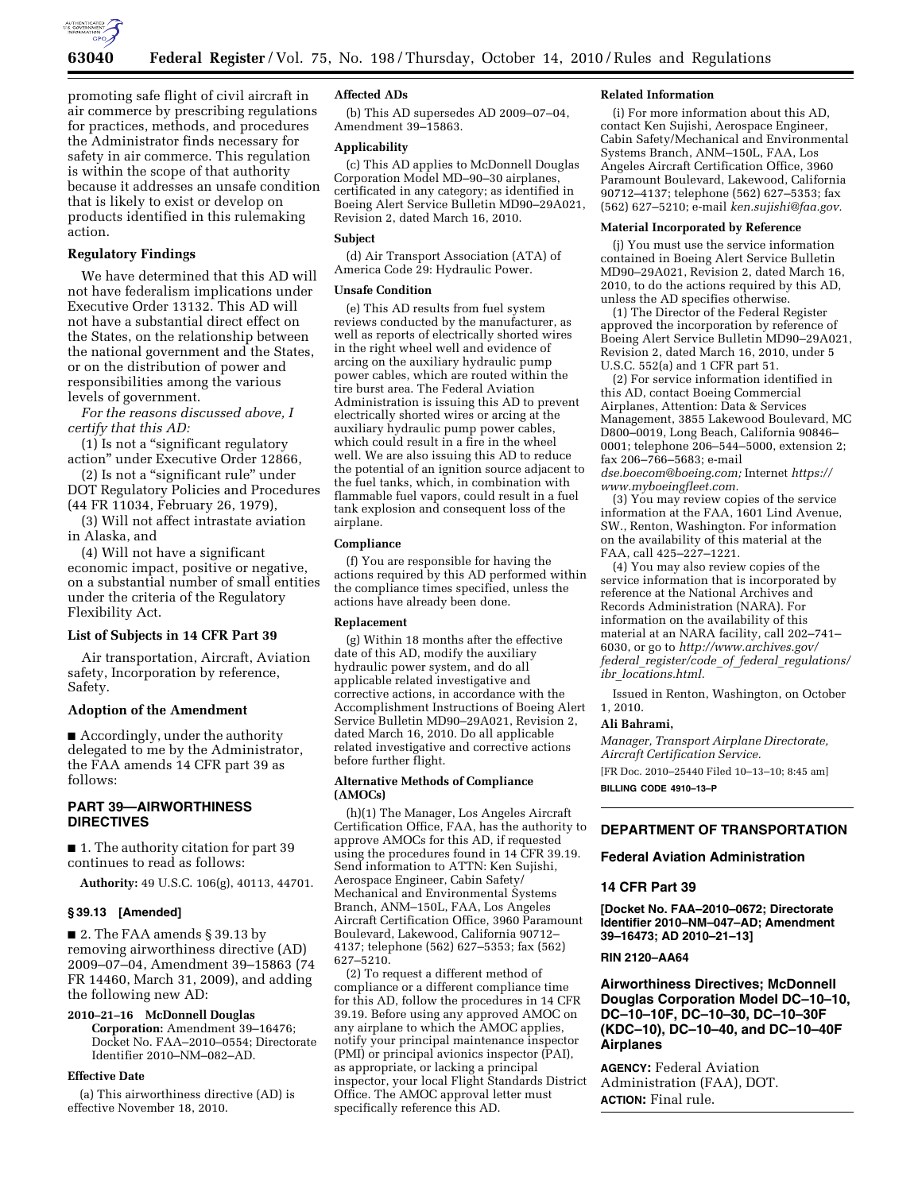promoting safe flight of civil aircraft in air commerce by prescribing regulations for practices, methods, and procedures the Administrator finds necessary for safety in air commerce. This regulation is within the scope of that authority because it addresses an unsafe condition that is likely to exist or develop on products identified in this rulemaking action.

## Regulatory Findings

We have determined that this AD will not have federalism implications under Executive Order 13132. This AD will not have a substantial direct effect on the States, on the relationship between the national government and the States, or on the distribution of power and responsibilities among the various levels of government.

*For the reasons discussed above, I certify that this AD:*

(1) Is not a "significant regulatory action" under Executive Order 12866,

(2) Is not a "significant rule" under DOT Regulatory Policies and Procedures (44 FR 11034, February 26, 1979),

(3) Will not affect intrastate aviation in Alaska, and

(4) Will not have a significant economic impact, positive or negative, on a substantial number of small entities under the criteria of the Regulatory Flexibility Act.

## List of Subjects in 14 CFR Part 39

Air transportation, Aircraft, Aviation safety, Incorporation by reference, Safety.

## Adoption of the Amendment

■ Accordingly, under the authority delegated to me by the Administrator, the FAA amends 14 CFR part 39 as follows:

## PART 39—AIRWORTHINESS DIRECTIVES

■ 1. The authority citation for part 39 continues to read as follows:

**Authority:** 49 U.S.C. 106(g), 40113, 44701.

### § 39.13 [Amended]

■ 2. The FAA amends § 39.13 by removing airworthiness directive (AD) 2009–07–04, Amendment 39–15863 (74 FR 14460, March 31, 2009), and adding the following new AD:

**2010–21–16 McDonnell Douglas Corporation:** Amendment 39–16476; Docket No. FAA–2010–0554; Directorate Identifier 2010–NM–082–AD.

### Effective Date

(a) This airworthiness directive (AD) is effective November 18, 2010.

### Affected ADs

(b) This AD supersedes AD 2009–07–04, Amendment 39–15863.

### Applicability

(c) This AD applies to McDonnell Douglas Corporation Model MD–90–30 airplanes, certificated in any category; as identified in Boeing Alert Service Bulletin MD90–29A021, Revision 2, dated March 16, 2010.

### Subject

(d) Air Transport Association (ATA) of America Code 29: Hydraulic Power.

### Unsafe Condition

(e) This AD results from fuel system reviews conducted by the manufacturer, as well as reports of electrically shorted wires in the right wheel well and evidence of arcing on the auxiliary hydraulic pump power cables, which are routed within the tire burst area. The Federal Aviation Administration is issuing this AD to prevent electrically shorted wires or arcing at the auxiliary hydraulic pump power cables, which could result in a fire in the wheel well. We are also issuing this AD to reduce the potential of an ignition source adjacent to the fuel tanks, which, in combination with flammable fuel vapors, could result in a fuel tank explosion and consequent loss of the airplane.

### Compliance

(f) You are responsible for having the actions required by this AD performed within the compliance times specified, unless the actions have already been done.

### Replacement

(g) Within 18 months after the effective date of this AD, modify the auxiliary hydraulic power system, and do all applicable related investigative and corrective actions, in accordance with the Accomplishment Instructions of Boeing Alert Service Bulletin MD90–29A021, Revision 2, dated March 16, 2010. Do all applicable related investigative and corrective actions before further flight.

### Alternative Methods of Compliance (AMOCs)

(h)(1) The Manager, Los Angeles Aircraft Certification Office, FAA, has the authority to approve AMOCs for this AD, if requested using the procedures found in 14 CFR 39.19. Send information to ATTN: Ken Sujishi, Aerospace Engineer, Cabin Safety/Mechanical and Environmental Systems Branch, ANM–150L, FAA, Los Angeles Aircraft Certification Office, 3960 Paramount Boulevard, Lakewood, California 90712–4137; telephone (562) 627–5353; fax (562) 627–5210.

(2) To request a different method of compliance or a different compliance time for this AD, follow the procedures in 14 CFR 39.19. Before using any approved AMOC on any airplane to which the AMOC applies, notify your principal maintenance inspector (PMI) or principal avionics inspector (PAI), as appropriate, or lacking a principal inspector, your local Flight Standards District Office. The AMOC approval letter must specifically reference this AD.

### Related Information

(i) For more information about this AD, contact Ken Sujishi, Aerospace Engineer, Cabin Safety/Mechanical and Environmental Systems Branch, ANM–150L, FAA, Los Angeles Aircraft Certification Office, 3960 Paramount Boulevard, Lakewood, California 90712–4137; telephone (562) 627–5353; fax (562) 627–5210; e-mail *ken.sujishi@faa.gov.*

### Material Incorporated by Reference

(j) You must use the service information contained in Boeing Alert Service Bulletin MD90–29A021, Revision 2, dated March 16, 2010, to do the actions required by this AD, unless the AD specifies otherwise.

(1) The Director of the Federal Register approved the incorporation by reference of Boeing Alert Service Bulletin MD90–29A021, Revision 2, dated March 16, 2010, under 5 U.S.C. 552(a) and 1 CFR part 51.

(2) For service information identified in this AD, contact Boeing Commercial Airplanes, Attention: Data & Services Management, 3855 Lakewood Boulevard, MC D800–0019, Long Beach, California 90846–0001; telephone 206–544–5000, extension 2; fax 206–766–5683; e-mail *dse.boecom@boeing.com;* Internet *https://www.myboeingfleet.com.*

(3) You may review copies of the service information at the FAA, 1601 Lind Avenue, SW., Renton, Washington. For information on the availability of this material at the FAA, call 425–227–1221.

(4) You may also review copies of the service information that is incorporated by reference at the National Archives and Records Administration (NARA). For information on the availability of this material at an NARA facility, call 202–741–6030, or go to *http://www.archives.gov/federal_register/code_of_federal_regulations/ibr_locations.html.*

Issued in Renton, Washington, on October 1, 2010.

**Ali Bahrami,**

*Manager, Transport Airplane Directorate, Aircraft Certification Service.*

[FR Doc. 2010–25440 Filed 10–13–10; 8:45 am]

**BILLING CODE 4910–13–P**

---

## DEPARTMENT OF TRANSPORTATION

## Federal Aviation Administration

## 14 CFR Part 39

**[Docket No. FAA–2010–0672; Directorate Identifier 2010–NM–047–AD; Amendment 39–16473; AD 2010–21–13]**

**RIN 2120–AA64**

## Airworthiness Directives; McDonnell Douglas Corporation Model DC–10–10, DC–10–10F, DC–10–30, DC–10–30F (KDC–10), DC–10–40, and DC–10–40F Airplanes

**AGENCY:** Federal Aviation Administration (FAA), DOT.

**ACTION:** Final rule.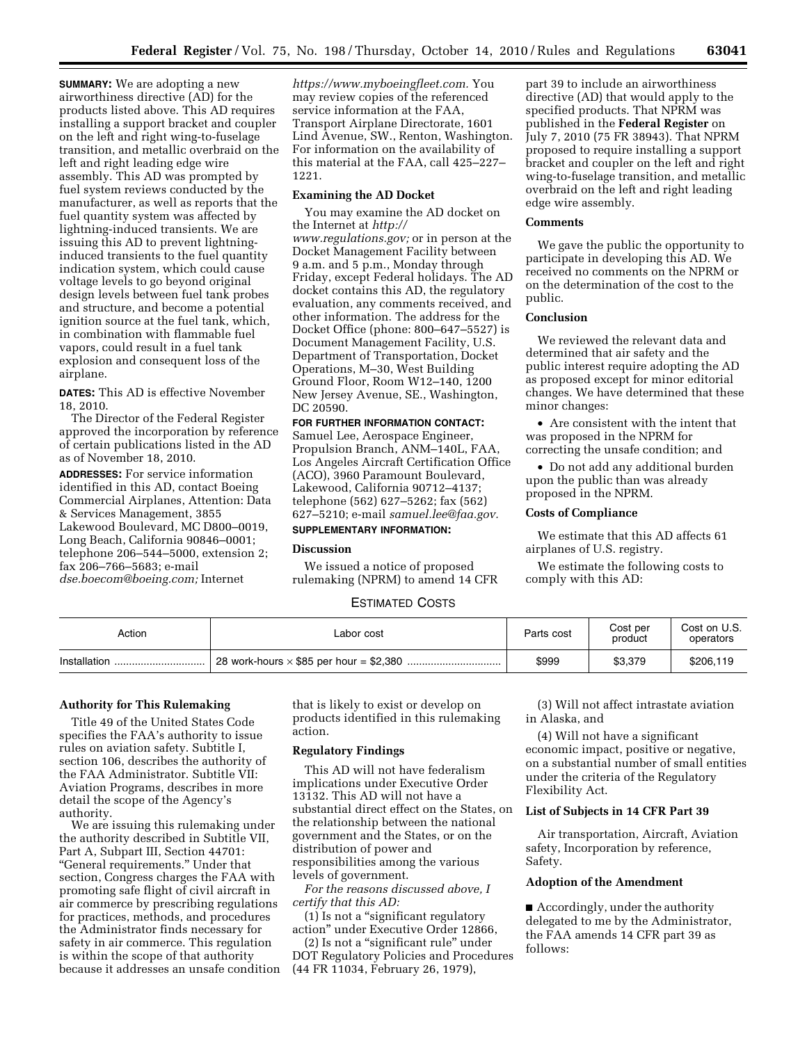**SUMMARY:** We are adopting a new airworthiness directive (AD) for the products listed above. This AD requires installing a support bracket and coupler on the left and right wing-to-fuselage transition, and metallic overbraid on the left and right leading edge wire assembly. This AD was prompted by fuel system reviews conducted by the manufacturer, as well as reports that the fuel quantity system was affected by lightning-induced transients. We are issuing this AD to prevent lightning-induced transients to the fuel quantity indication system, which could cause voltage levels to go beyond original design levels between fuel tank probes and structure, and become a potential ignition source at the fuel tank, which, in combination with flammable fuel vapors, could result in a fuel tank explosion and consequent loss of the airplane.

**DATES:** This AD is effective November 18, 2010.

The Director of the Federal Register approved the incorporation by reference of certain publications listed in the AD as of November 18, 2010.

**ADDRESSES:** For service information identified in this AD, contact Boeing Commercial Airplanes, Attention: Data & Services Management, 3855 Lakewood Boulevard, MC D800–0019, Long Beach, California 90846–0001; telephone 206–544–5000, extension 2; fax 206–766–5683; e-mail *dse.boecom@boeing.com;* Internet *https://www.myboeingfleet.com.* You may review copies of the referenced service information at the FAA, Transport Airplane Directorate, 1601 Lind Avenue, SW., Renton, Washington. For information on the availability of this material at the FAA, call 425–227–1221.

### Examining the AD Docket

You may examine the AD docket on the Internet at *http://www.regulations.gov;* or in person at the Docket Management Facility between 9 a.m. and 5 p.m., Monday through Friday, except Federal holidays. The AD docket contains this AD, the regulatory evaluation, any comments received, and other information. The address for the Docket Office (phone: 800–647–5527) is Document Management Facility, U.S. Department of Transportation, Docket Operations, M–30, West Building Ground Floor, Room W12–140, 1200 New Jersey Avenue, SE., Washington, DC 20590.

**FOR FURTHER INFORMATION CONTACT:** Samuel Lee, Aerospace Engineer, Propulsion Branch, ANM–140L, FAA, Los Angeles Aircraft Certification Office (ACO), 3960 Paramount Boulevard, Lakewood, California 90712–4137; telephone (562) 627–5262; fax (562) 627–5210; e-mail *samuel.lee@faa.gov.*

**SUPPLEMENTARY INFORMATION:**

### Discussion

We issued a notice of proposed rulemaking (NPRM) to amend 14 CFR part 39 to include an airworthiness directive (AD) that would apply to the specified products. That NPRM was published in the **Federal Register** on July 7, 2010 (75 FR 38943). That NPRM proposed to require installing a support bracket and coupler on the left and right wing-to-fuselage transition, and metallic overbraid on the left and right leading edge wire assembly.

### Comments

We gave the public the opportunity to participate in developing this AD. We received no comments on the NPRM or on the determination of the cost to the public.

### Conclusion

We reviewed the relevant data and determined that air safety and the public interest require adopting the AD as proposed except for minor editorial changes. We have determined that these minor changes:

- Are consistent with the intent that was proposed in the NPRM for correcting the unsafe condition; and
- Do not add any additional burden upon the public than was already proposed in the NPRM.

### Costs of Compliance

We estimate that this AD affects 61 airplanes of U.S. registry.

We estimate the following costs to comply with this AD:

ESTIMATED COSTS

| Action | Labor cost | Parts cost | Cost per product | Cost on U.S. operators |
|---|---|---|---|---|
| Installation | 28 work-hours × $85 per hour = $2,380 | $999 | $3,379 | $206,119 |

### Authority for This Rulemaking

Title 49 of the United States Code specifies the FAA's authority to issue rules on aviation safety. Subtitle I, section 106, describes the authority of the FAA Administrator. Subtitle VII: Aviation Programs, describes in more detail the scope of the Agency's authority.

We are issuing this rulemaking under the authority described in Subtitle VII, Part A, Subpart III, Section 44701: "General requirements." Under that section, Congress charges the FAA with promoting safe flight of civil aircraft in air commerce by prescribing regulations for practices, methods, and procedures the Administrator finds necessary for safety in air commerce. This regulation is within the scope of that authority because it addresses an unsafe condition that is likely to exist or develop on products identified in this rulemaking action.

### Regulatory Findings

This AD will not have federalism implications under Executive Order 13132. This AD will not have a substantial direct effect on the States, on the relationship between the national government and the States, or on the distribution of power and responsibilities among the various levels of government.

*For the reasons discussed above, I certify that this AD:*

(1) Is not a "significant regulatory action" under Executive Order 12866,

(2) Is not a "significant rule" under DOT Regulatory Policies and Procedures (44 FR 11034, February 26, 1979),

(3) Will not affect intrastate aviation in Alaska, and

(4) Will not have a significant economic impact, positive or negative, on a substantial number of small entities under the criteria of the Regulatory Flexibility Act.

### List of Subjects in 14 CFR Part 39

Air transportation, Aircraft, Aviation safety, Incorporation by reference, Safety.

### Adoption of the Amendment

■ Accordingly, under the authority delegated to me by the Administrator, the FAA amends 14 CFR part 39 as follows: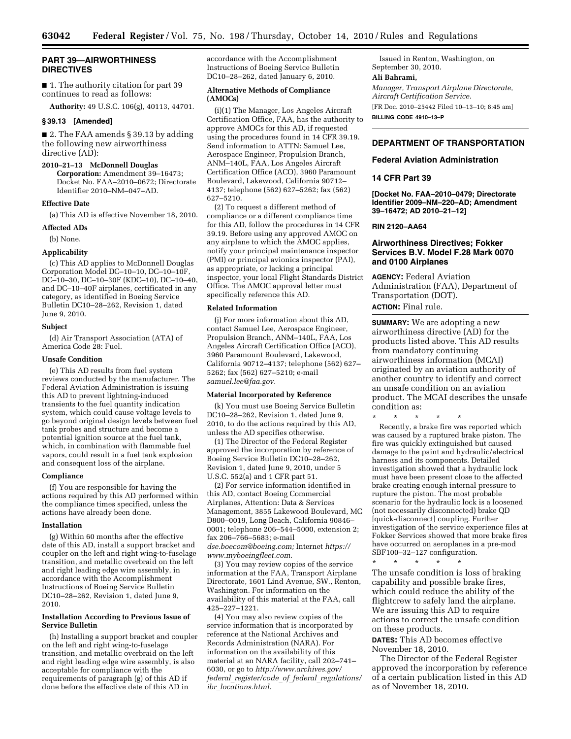## PART 39—AIRWORTHINESS DIRECTIVES

■ 1. The authority citation for part 39 continues to read as follows:

**Authority:** 49 U.S.C. 106(g), 40113, 44701.

### § 39.13 [Amended]

■ 2. The FAA amends § 39.13 by adding the following new airworthiness directive (AD):

**2010–21–13 McDonnell Douglas Corporation:** Amendment 39–16473; Docket No. FAA–2010–0672; Directorate Identifier 2010–NM–047–AD.

#### Effective Date

(a) This AD is effective November 18, 2010.

#### Affected ADs

(b) None.

#### Applicability

(c) This AD applies to McDonnell Douglas Corporation Model DC–10–10, DC–10–10F, DC–10–30, DC–10–30F (KDC–10), DC–10–40, and DC–10–40F airplanes, certificated in any category, as identified in Boeing Service Bulletin DC10–28–262, Revision 1, dated June 9, 2010.

#### Subject

(d) Air Transport Association (ATA) of America Code 28: Fuel.

#### Unsafe Condition

(e) This AD results from fuel system reviews conducted by the manufacturer. The Federal Aviation Administration is issuing this AD to prevent lightning-induced transients to the fuel quantity indication system, which could cause voltage levels to go beyond original design levels between fuel tank probes and structure and become a potential ignition source at the fuel tank, which, in combination with flammable fuel vapors, could result in a fuel tank explosion and consequent loss of the airplane.

#### Compliance

(f) You are responsible for having the actions required by this AD performed within the compliance times specified, unless the actions have already been done.

#### Installation

(g) Within 60 months after the effective date of this AD, install a support bracket and coupler on the left and right wing-to-fuselage transition, and metallic overbraid on the left and right leading edge wire assembly, in accordance with the Accomplishment Instructions of Boeing Service Bulletin DC10–28–262, Revision 1, dated June 9, 2010.

#### Installation According to Previous Issue of Service Bulletin

(h) Installing a support bracket and coupler on the left and right wing-to-fuselage transition, and metallic overbraid on the left and right leading edge wire assembly, is also acceptable for compliance with the requirements of paragraph (g) of this AD if done before the effective date of this AD in accordance with the Accomplishment Instructions of Boeing Service Bulletin DC10–28–262, dated January 6, 2010.

#### Alternative Methods of Compliance (AMOCs)

(i)(1) The Manager, Los Angeles Aircraft Certification Office, FAA, has the authority to approve AMOCs for this AD, if requested using the procedures found in 14 CFR 39.19. Send information to ATTN: Samuel Lee, Aerospace Engineer, Propulsion Branch, ANM–140L, FAA, Los Angeles Aircraft Certification Office (ACO), 3960 Paramount Boulevard, Lakewood, California 90712–4137; telephone (562) 627–5262; fax (562) 627–5210.

(2) To request a different method of compliance or a different compliance time for this AD, follow the procedures in 14 CFR 39.19. Before using any approved AMOC on any airplane to which the AMOC applies, notify your principal maintenance inspector (PMI) or principal avionics inspector (PAI), as appropriate, or lacking a principal inspector, your local Flight Standards District Office. The AMOC approval letter must specifically reference this AD.

#### Related Information

(j) For more information about this AD, contact Samuel Lee, Aerospace Engineer, Propulsion Branch, ANM–140L, FAA, Los Angeles Aircraft Certification Office (ACO), 3960 Paramount Boulevard, Lakewood, California 90712–4137; telephone (562) 627–5262; fax (562) 627–5210; e-mail *samuel.lee@faa.gov.*

#### Material Incorporated by Reference

(k) You must use Boeing Service Bulletin DC10–28–262, Revision 1, dated June 9, 2010, to do the actions required by this AD, unless the AD specifies otherwise.

(1) The Director of the Federal Register approved the incorporation by reference of Boeing Service Bulletin DC10–28–262, Revision 1, dated June 9, 2010, under 5 U.S.C. 552(a) and 1 CFR part 51.

(2) For service information identified in this AD, contact Boeing Commercial Airplanes, Attention: Data & Services Management, 3855 Lakewood Boulevard, MC D800–0019, Long Beach, California 90846–0001; telephone 206–544–5000, extension 2; fax 206–766–5683; e-mail *dse.boecom@boeing.com;* Internet *https://www.myboeingfleet.com.*

(3) You may review copies of the service information at the FAA, Transport Airplane Directorate, 1601 Lind Avenue, SW., Renton, Washington. For information on the availability of this material at the FAA, call 425–227–1221.

(4) You may also review copies of the service information that is incorporated by reference at the National Archives and Records Administration (NARA). For information on the availability of this material at an NARA facility, call 202–741–6030, or go to *http://www.archives.gov/federal_register/code_of_federal_regulations/ibr_locations.html.*

Issued in Renton, Washington, on September 30, 2010.

**Ali Bahrami,**

*Manager, Transport Airplane Directorate, Aircraft Certification Service.*

[FR Doc. 2010–25442 Filed 10–13–10; 8:45 am]

**BILLING CODE 4910–13–P**

---

## DEPARTMENT OF TRANSPORTATION

### Federal Aviation Administration

### 14 CFR Part 39

**[Docket No. FAA–2010–0479; Directorate Identifier 2009–NM–220–AD; Amendment 39–16472; AD 2010–21–12]**

**RIN 2120–AA64**

### Airworthiness Directives; Fokker Services B.V. Model F.28 Mark 0070 and 0100 Airplanes

**AGENCY:** Federal Aviation Administration (FAA), Department of Transportation (DOT).

**ACTION:** Final rule.

**SUMMARY:** We are adopting a new airworthiness directive (AD) for the products listed above. This AD results from mandatory continuing airworthiness information (MCAI) originated by an aviation authority of another country to identify and correct an unsafe condition on an aviation product. The MCAI describes the unsafe condition as:

\* \* \* \* \*

Recently, a brake fire was reported which was caused by a ruptured brake piston. The fire was quickly extinguished but caused damage to the paint and hydraulic/electrical harness and its components. Detailed investigation showed that a hydraulic lock must have been present close to the affected brake creating enough internal pressure to rupture the piston. The most probable scenario for the hydraulic lock is a loosened (not necessarily disconnected) brake QD [quick-disconnect] coupling. Further investigation of the service experience files at Fokker Services showed that more brake fires have occurred on aeroplanes in a pre-mod SBF100–32–127 configuration.

\* \* \* \* \*

The unsafe condition is loss of braking capability and possible brake fires, which could reduce the ability of the flightcrew to safely land the airplane. We are issuing this AD to require actions to correct the unsafe condition on these products.

**DATES:** This AD becomes effective November 18, 2010.

The Director of the Federal Register approved the incorporation by reference of a certain publication listed in this AD as of November 18, 2010.